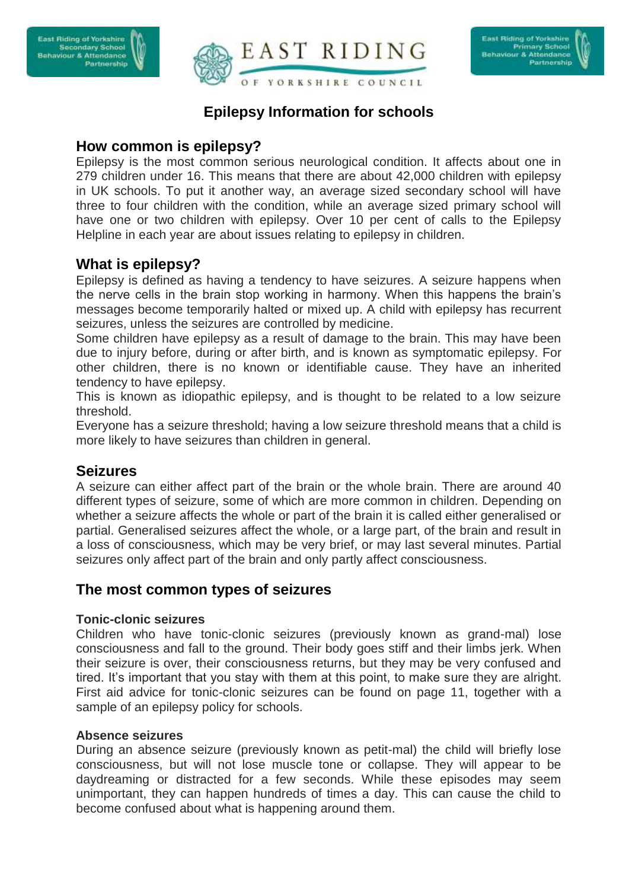# Epilepsy Information for schools

## How common is epilepsy?

Epilepsy is the most common serious neurological condition. It affects about one in 279 children under 16. This means that there are about 42,000 children with epilepsy in UK schools. To put it another way, an average sized secondary school will have three to four children with the condition, while an average sized primary school will have one or two children with epilepsy. Over 10 per cent of calls to the Epilepsy Helpline in each year are about issues relating to epilepsy in children.

## What is epilepsy?

Epilepsy is defined as having a tendency to have seizures. A seizure happens when the nerve cells in the brain stop working in harmony. When this happens the brain's messages become temporarily halted or mixed up. A child with epilepsy has recurrent seizures, unless the seizures are controlled by medicine.

Some children have epilepsy as a result of damage to the brain. This may have been due to injury before, during or after birth, and is known as symptomatic epilepsy. For other children, there is no known or identifiable cause. They have an inherited tendency to have epilepsy.

This is known as idiopathic epilepsy, and is thought to be related to a low seizure threshold.

Everyone has a seizure threshold; having a low seizure threshold means that a child is more likely to have seizures than children in general.

## Seizures

A seizure can either affect part of the brain or the whole brain. There are around 40 different types of seizure, some of which are more common in children. Depending on whether a seizure affects the whole or part of the brain it is called either generalised or partial. Generalised seizures affect the whole, or a large part, of the brain and result in a loss of consciousness, which may be very brief, or may last several minutes. Partial seizures only affect part of the brain and only partly affect consciousness.

## The most common types of seizures

### Tonic-clonic seizures

Children who have tonic-clonic seizures (previously known as grand-mal) lose consciousness and fall to the ground. Their body goes stiff and their limbs jerk. When their seizure is over, their consciousness returns, but they may be very confused and tired. It's important that you stay with them at this point, to make sure they are alright. First aid advice for tonic-clonic seizures can be found on page 11, together with a sample of an epilepsy policy for schools.

### Absence seizures

During an absence seizure (previously known as petit-mal) the child will briefly lose consciousness, but will not lose muscle tone or collapse. They will appear to be daydreaming or distracted for a few seconds. While these episodes may seem unimportant, they can happen hundreds of times a day. This can cause the child to become confused about what is happening around them.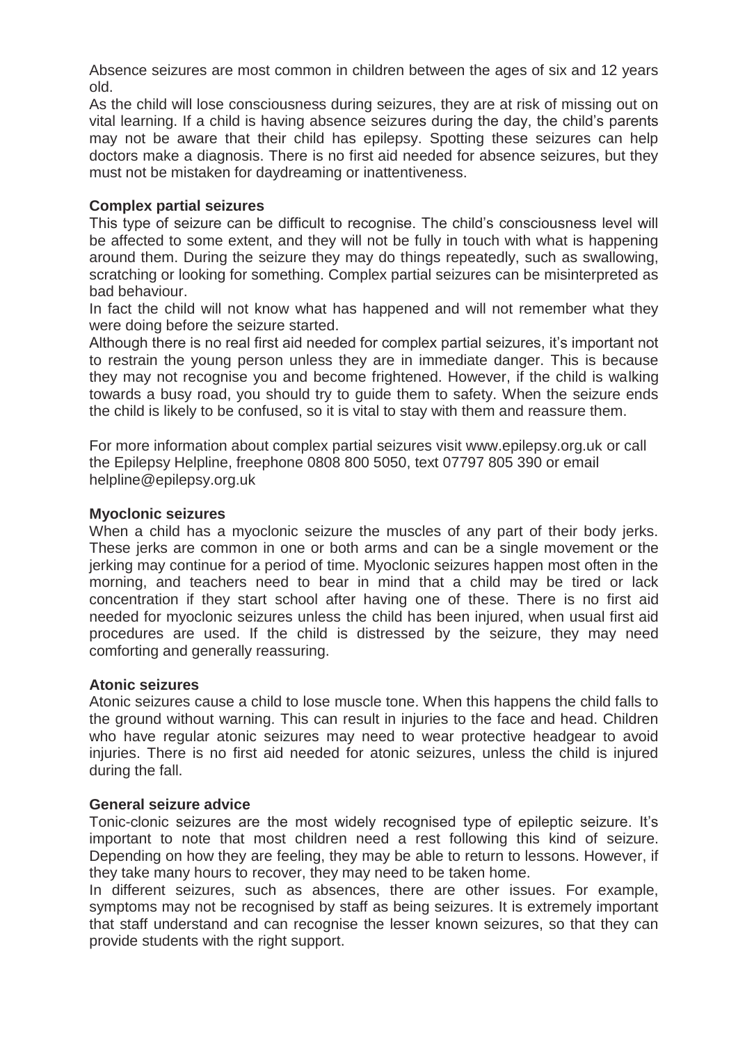Absence seizures are most common in children between the ages of six and 12 years old.

As the child will lose consciousness during seizures, they are at risk of missing out on vital learning. If a child is having absence seizures during the day, the child's parents may not be aware that their child has epilepsy. Spotting these seizures can help doctors make a diagnosis. There is no first aid needed for absence seizures, but they must not be mistaken for daydreaming or inattentiveness.

**Complex partial seizures**

This type of seizure can be difficult to recognise. The child's consciousness level will be affected to some extent, and they will not be fully in touch with what is happening around them. During the seizure they may do things repeatedly, such as swallowing, scratching or looking for something. Complex partial seizures can be misinterpreted as bad behaviour.

In fact the child will not know what has happened and will not remember what they were doing before the seizure started.

Although there is no real first aid needed for complex partial seizures, it's important not to restrain the young person unless they are in immediate danger. This is because they may not recognise you and become frightened. However, if the child is walking towards a busy road, you should try to guide them to safety. When the seizure ends the child is likely to be confused, so it is vital to stay with them and reassure them.

For more information about complex partial seizures visit www.epilepsy.org.uk or call the Epilepsy Helpline, freephone 0808 800 5050, text 07797 805 390 or email helpline@epilepsy.org.uk

**Myoclonic seizures**

When a child has a myoclonic seizure the muscles of any part of their body jerks. These jerks are common in one or both arms and can be a single movement or the jerking may continue for a period of time. Myoclonic seizures happen most often in the morning, and teachers need to bear in mind that a child may be tired or lack concentration if they start school after having one of these. There is no first aid needed for myoclonic seizures unless the child has been injured, when usual first aid procedures are used. If the child is distressed by the seizure, they may need comforting and generally reassuring.

**Atonic seizures**

Atonic seizures cause a child to lose muscle tone. When this happens the child falls to the ground without warning. This can result in injuries to the face and head. Children who have regular atonic seizures may need to wear protective headgear to avoid injuries. There is no first aid needed for atonic seizures, unless the child is injured during the fall.

**General seizure advice**

Tonic-clonic seizures are the most widely recognised type of epileptic seizure. It's important to note that most children need a rest following this kind of seizure. Depending on how they are feeling, they may be able to return to lessons. However, if they take many hours to recover, they may need to be taken home.

In different seizures, such as absences, there are other issues. For example, symptoms may not be recognised by staff as being seizures. It is extremely important that staff understand and can recognise the lesser known seizures, so that they can provide students with the right support.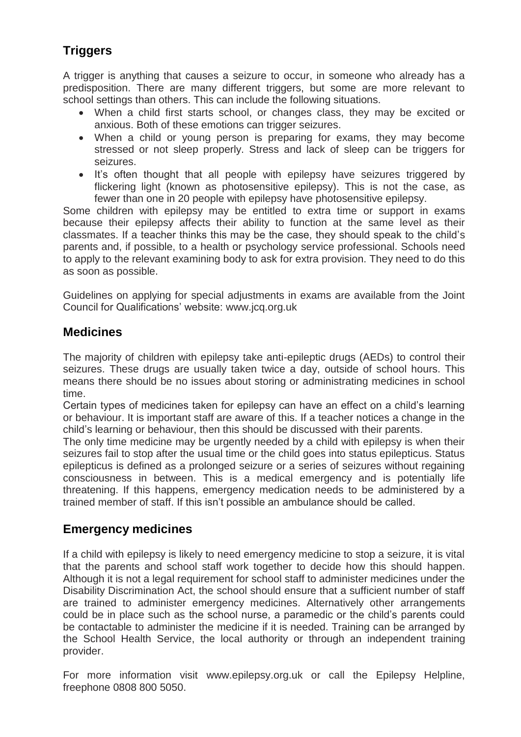## Triggers

A trigger is anything that causes a seizure to occur, in someone who already has a predisposition. There are many different triggers, but some are more relevant to school settings than others. This can include the following situations.

- When a child first starts school, or changes class, they may be excited or anxious. Both of these emotions can trigger seizures.
- When a child or young person is preparing for exams, they may become stressed or not sleep properly. Stress and lack of sleep can be triggers for seizures.
- It's often thought that all people with epilepsy have seizures triggered by flickering light (known as photosensitive epilepsy). This is not the case, as fewer than one in 20 people with epilepsy have photosensitive epilepsy.

Some children with epilepsy may be entitled to extra time or support in exams because their epilepsy affects their ability to function at the same level as their classmates. If a teacher thinks this may be the case, they should speak to the child's parents and, if possible, to a health or psychology service professional. Schools need to apply to the relevant examining body to ask for extra provision. They need to do this as soon as possible.

Guidelines on applying for special adjustments in exams are available from the Joint Council for Qualifications' website: www.jcq.org.uk

## Medicines

The majority of children with epilepsy take anti-epileptic drugs (AEDs) to control their seizures. These drugs are usually taken twice a day, outside of school hours. This means there should be no issues about storing or administrating medicines in school time.

Certain types of medicines taken for epilepsy can have an effect on a child's learning or behaviour. It is important staff are aware of this. If a teacher notices a change in the child's learning or behaviour, then this should be discussed with their parents.

The only time medicine may be urgently needed by a child with epilepsy is when their seizures fail to stop after the usual time or the child goes into status epilepticus. Status epilepticus is defined as a prolonged seizure or a series of seizures without regaining consciousness in between. This is a medical emergency and is potentially life threatening. If this happens, emergency medication needs to be administered by a trained member of staff. If this isn't possible an ambulance should be called.

## Emergency medicines

If a child with epilepsy is likely to need emergency medicine to stop a seizure, it is vital that the parents and school staff work together to decide how this should happen. Although it is not a legal requirement for school staff to administer medicines under the Disability Discrimination Act, the school should ensure that a sufficient number of staff are trained to administer emergency medicines. Alternatively other arrangements could be in place such as the school nurse, a paramedic or the child's parents could be contactable to administer the medicine if it is needed. Training can be arranged by the School Health Service, the local authority or through an independent training provider.

For more information visit www.epilepsy.org.uk or call the Epilepsy Helpline, freephone 0808 800 5050.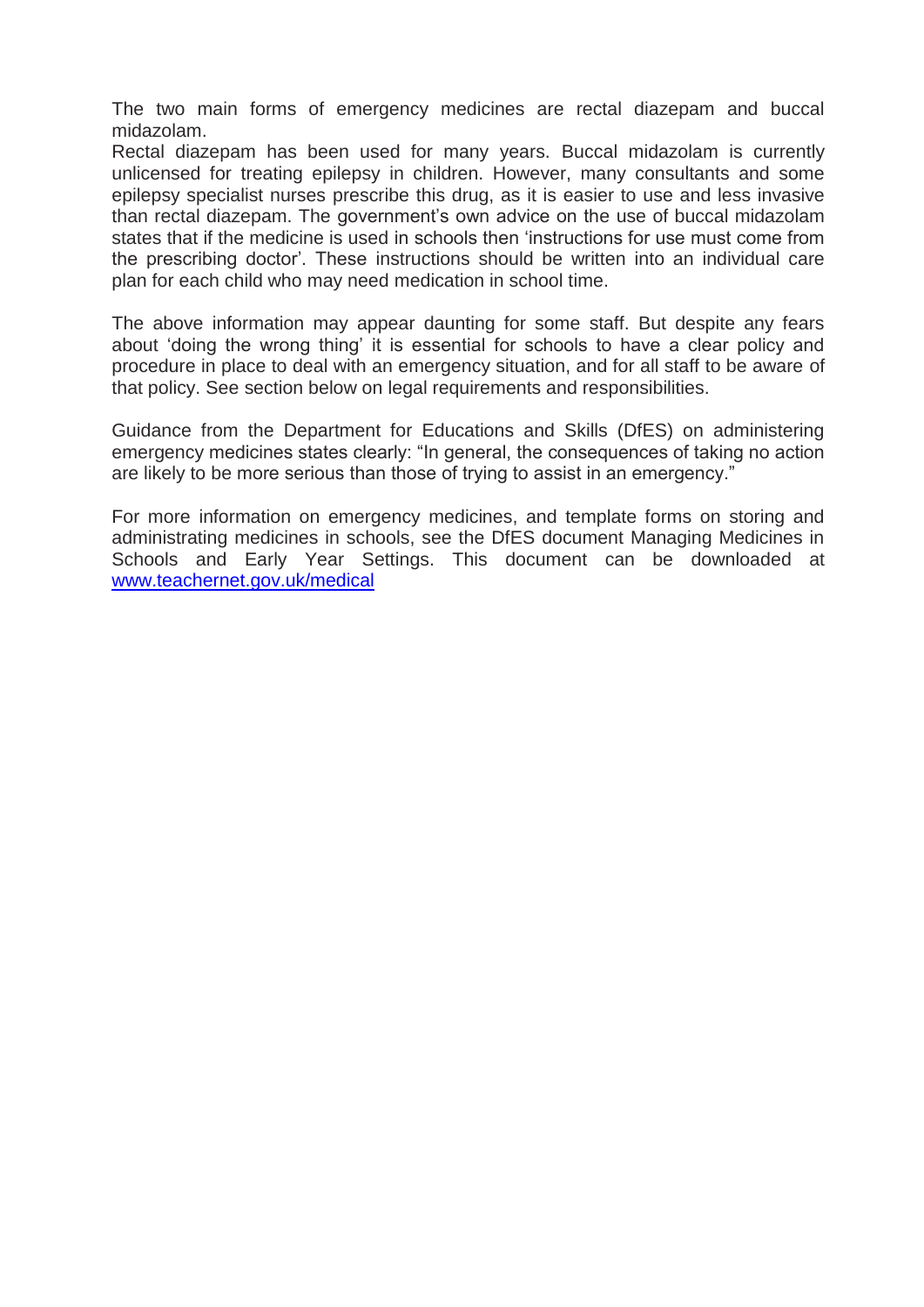The two main forms of emergency medicines are rectal diazepam and buccal midazolam.

Rectal diazepam has been used for many years. Buccal midazolam is currently unlicensed for treating epilepsy in children. However, many consultants and some epilepsy specialist nurses prescribe this drug, as it is easier to use and less invasive than rectal diazepam. The government's own advice on the use of buccal midazolam states that if the medicine is used in schools then 'instructions for use must come from the prescribing doctor'. These instructions should be written into an individual care plan for each child who may need medication in school time.

The above information may appear daunting for some staff. But despite any fears about 'doing the wrong thing' it is essential for schools to have a clear policy and procedure in place to deal with an emergency situation, and for all staff to be aware of that policy. See section below on legal requirements and responsibilities.

Guidance from the Department for Educations and Skills (DfES) on administering emergency medicines states clearly: "In general, the consequences of taking no action are likely to be more serious than those of trying to assist in an emergency."

For more information on emergency medicines, and template forms on storing and administrating medicines in schools, see the DfES document Managing Medicines in Schools and Early Year Settings. This document can be downloaded at [www.teachernet.gov.uk/medical](www.teachernet.gov.uk/medical)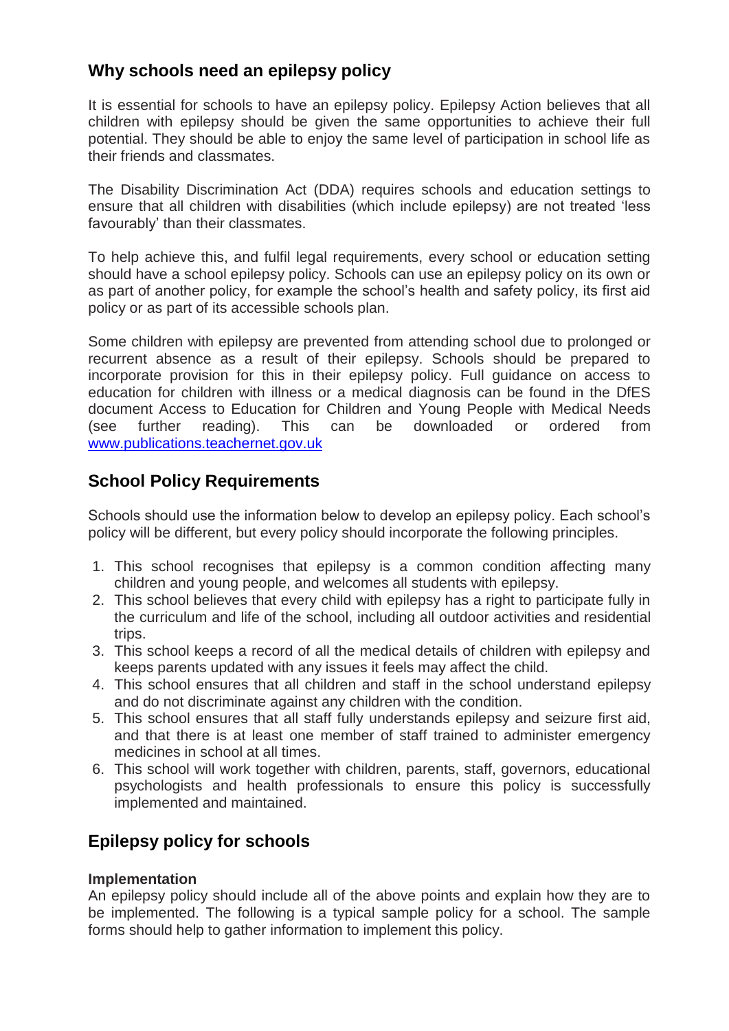## Why schools need an epilepsy policy

It is essential for schools to have an epilepsy policy. Epilepsy Action believes that all children with epilepsy should be given the same opportunities to achieve their full potential. They should be able to enjoy the same level of participation in school life as their friends and classmates.

The Disability Discrimination Act (DDA) requires schools and education settings to ensure that all children with disabilities (which include epilepsy) are not treated 'less favourably' than their classmates.

To help achieve this, and fulfil legal requirements, every school or education setting should have a school epilepsy policy. Schools can use an epilepsy policy on its own or as part of another policy, for example the school's health and safety policy, its first aid policy or as part of its accessible schools plan.

Some children with epilepsy are prevented from attending school due to prolonged or recurrent absence as a result of their epilepsy. Schools should be prepared to incorporate provision for this in their epilepsy policy. Full guidance on access to education for children with illness or a medical diagnosis can be found in the DfES document Access to Education for Children and Young People with Medical Needs (see further reading). This can be downloaded or ordered from [www.publications.teachernet.gov.uk](http://www.publications.teachernet.gov.uk)

## School Policy Requirements

Schools should use the information below to develop an epilepsy policy. Each school's policy will be different, but every policy should incorporate the following principles.

1. This school recognises that epilepsy is a common condition affecting many children and young people, and welcomes all students with epilepsy.
2. This school believes that every child with epilepsy has a right to participate fully in the curriculum and life of the school, including all outdoor activities and residential trips.
3. This school keeps a record of all the medical details of children with epilepsy and keeps parents updated with any issues it feels may affect the child.
4. This school ensures that all children and staff in the school understand epilepsy and do not discriminate against any children with the condition.
5. This school ensures that all staff fully understands epilepsy and seizure first aid, and that there is at least one member of staff trained to administer emergency medicines in school at all times.
6. This school will work together with children, parents, staff, governors, educational psychologists and health professionals to ensure this policy is successfully implemented and maintained.

## Epilepsy policy for schools

**Implementation**

An epilepsy policy should include all of the above points and explain how they are to be implemented. The following is a typical sample policy for a school. The sample forms should help to gather information to implement this policy.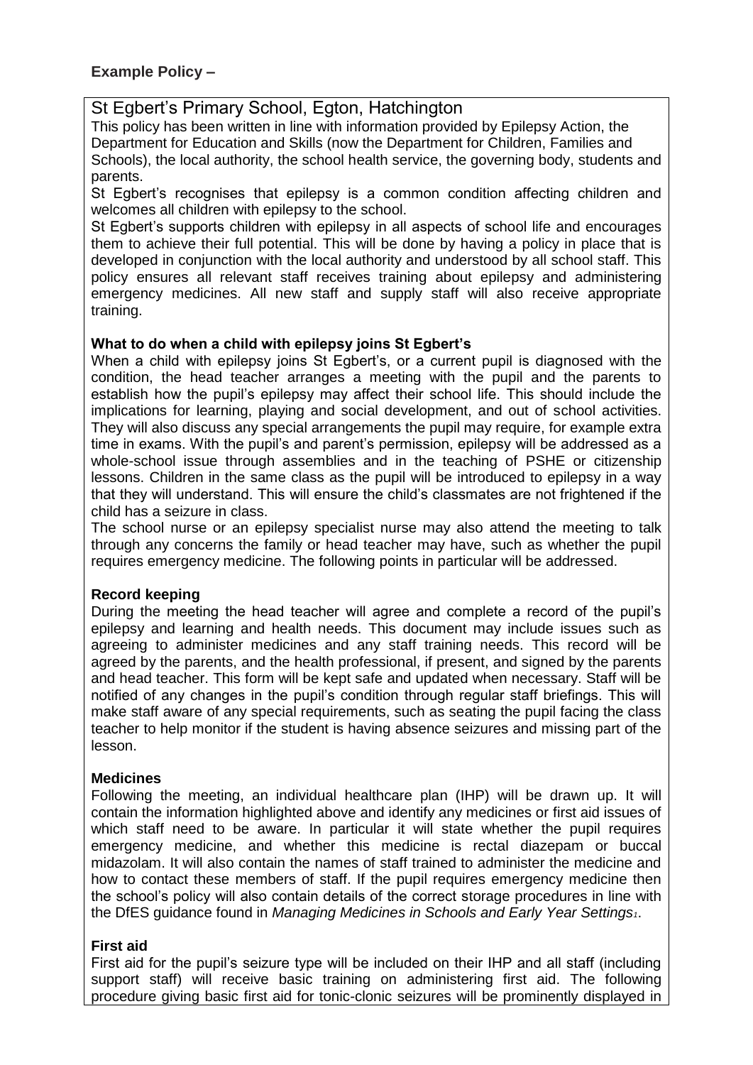**Example Policy –**

St Egbert's Primary School, Egton, Hatchington

This policy has been written in line with information provided by Epilepsy Action, the Department for Education and Skills (now the Department for Children, Families and Schools), the local authority, the school health service, the governing body, students and parents.

St Egbert's recognises that epilepsy is a common condition affecting children and welcomes all children with epilepsy to the school.

St Egbert's supports children with epilepsy in all aspects of school life and encourages them to achieve their full potential. This will be done by having a policy in place that is developed in conjunction with the local authority and understood by all school staff. This policy ensures all relevant staff receives training about epilepsy and administering emergency medicines. All new staff and supply staff will also receive appropriate training.

**What to do when a child with epilepsy joins St Egbert's**

When a child with epilepsy joins St Egbert's, or a current pupil is diagnosed with the condition, the head teacher arranges a meeting with the pupil and the parents to establish how the pupil's epilepsy may affect their school life. This should include the implications for learning, playing and social development, and out of school activities. They will also discuss any special arrangements the pupil may require, for example extra time in exams. With the pupil's and parent's permission, epilepsy will be addressed as a whole-school issue through assemblies and in the teaching of PSHE or citizenship lessons. Children in the same class as the pupil will be introduced to epilepsy in a way that they will understand. This will ensure the child's classmates are not frightened if the child has a seizure in class.

The school nurse or an epilepsy specialist nurse may also attend the meeting to talk through any concerns the family or head teacher may have, such as whether the pupil requires emergency medicine. The following points in particular will be addressed.

**Record keeping**

During the meeting the head teacher will agree and complete a record of the pupil's epilepsy and learning and health needs. This document may include issues such as agreeing to administer medicines and any staff training needs. This record will be agreed by the parents, and the health professional, if present, and signed by the parents and head teacher. This form will be kept safe and updated when necessary. Staff will be notified of any changes in the pupil's condition through regular staff briefings. This will make staff aware of any special requirements, such as seating the pupil facing the class teacher to help monitor if the student is having absence seizures and missing part of the lesson.

**Medicines**

Following the meeting, an individual healthcare plan (IHP) will be drawn up. It will contain the information highlighted above and identify any medicines or first aid issues of which staff need to be aware. In particular it will state whether the pupil requires emergency medicine, and whether this medicine is rectal diazepam or buccal midazolam. It will also contain the names of staff trained to administer the medicine and how to contact these members of staff. If the pupil requires emergency medicine then the school's policy will also contain details of the correct storage procedures in line with the DfES guidance found in *Managing Medicines in Schools and Early Year Settings*[1].

**First aid**

First aid for the pupil's seizure type will be included on their IHP and all staff (including support staff) will receive basic training on administering first aid. The following procedure giving basic first aid for tonic-clonic seizures will be prominently displayed in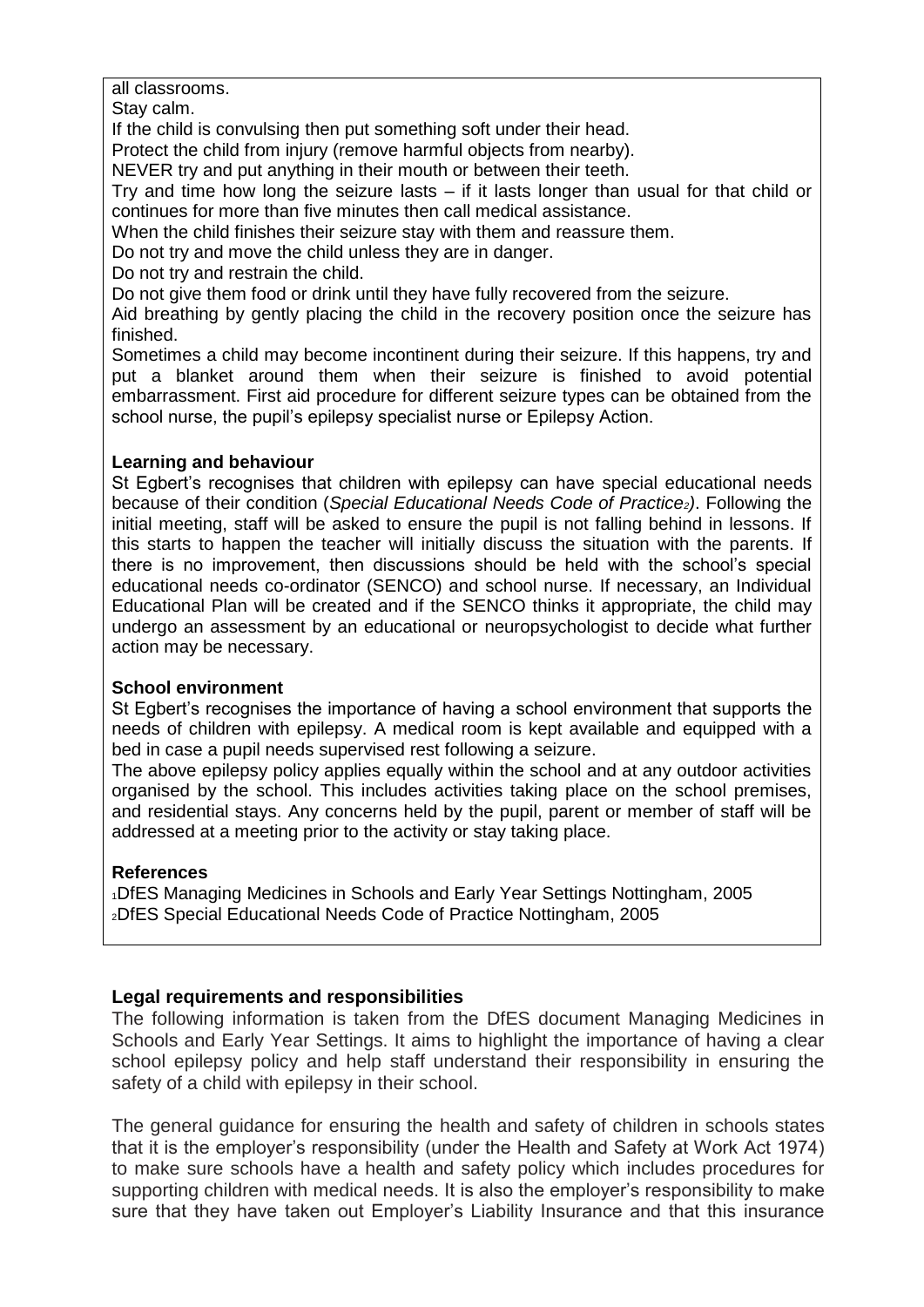all classrooms.

Stay calm.

If the child is convulsing then put something soft under their head.

Protect the child from injury (remove harmful objects from nearby).

NEVER try and put anything in their mouth or between their teeth.

Try and time how long the seizure lasts – if it lasts longer than usual for that child or continues for more than five minutes then call medical assistance.

When the child finishes their seizure stay with them and reassure them.

Do not try and move the child unless they are in danger.

Do not try and restrain the child.

Do not give them food or drink until they have fully recovered from the seizure.

Aid breathing by gently placing the child in the recovery position once the seizure has finished.

Sometimes a child may become incontinent during their seizure. If this happens, try and put a blanket around them when their seizure is finished to avoid potential embarrassment. First aid procedure for different seizure types can be obtained from the school nurse, the pupil's epilepsy specialist nurse or Epilepsy Action.

**Learning and behaviour**

St Egbert's recognises that children with epilepsy can have special educational needs because of their condition (*Special Educational Needs Code of Practice*[2]). Following the initial meeting, staff will be asked to ensure the pupil is not falling behind in lessons. If this starts to happen the teacher will initially discuss the situation with the parents. If there is no improvement, then discussions should be held with the school's special educational needs co-ordinator (SENCO) and school nurse. If necessary, an Individual Educational Plan will be created and if the SENCO thinks it appropriate, the child may undergo an assessment by an educational or neuropsychologist to decide what further action may be necessary.

**School environment**

St Egbert's recognises the importance of having a school environment that supports the needs of children with epilepsy. A medical room is kept available and equipped with a bed in case a pupil needs supervised rest following a seizure.

The above epilepsy policy applies equally within the school and at any outdoor activities organised by the school. This includes activities taking place on the school premises, and residential stays. Any concerns held by the pupil, parent or member of staff will be addressed at a meeting prior to the activity or stay taking place.

**References**

[1]DfES Managing Medicines in Schools and Early Year Settings Nottingham, 2005

[2]DfES Special Educational Needs Code of Practice Nottingham, 2005

**Legal requirements and responsibilities**

The following information is taken from the DfES document Managing Medicines in Schools and Early Year Settings. It aims to highlight the importance of having a clear school epilepsy policy and help staff understand their responsibility in ensuring the safety of a child with epilepsy in their school.

The general guidance for ensuring the health and safety of children in schools states that it is the employer's responsibility (under the Health and Safety at Work Act 1974) to make sure schools have a health and safety policy which includes procedures for supporting children with medical needs. It is also the employer's responsibility to make sure that they have taken out Employer's Liability Insurance and that this insurance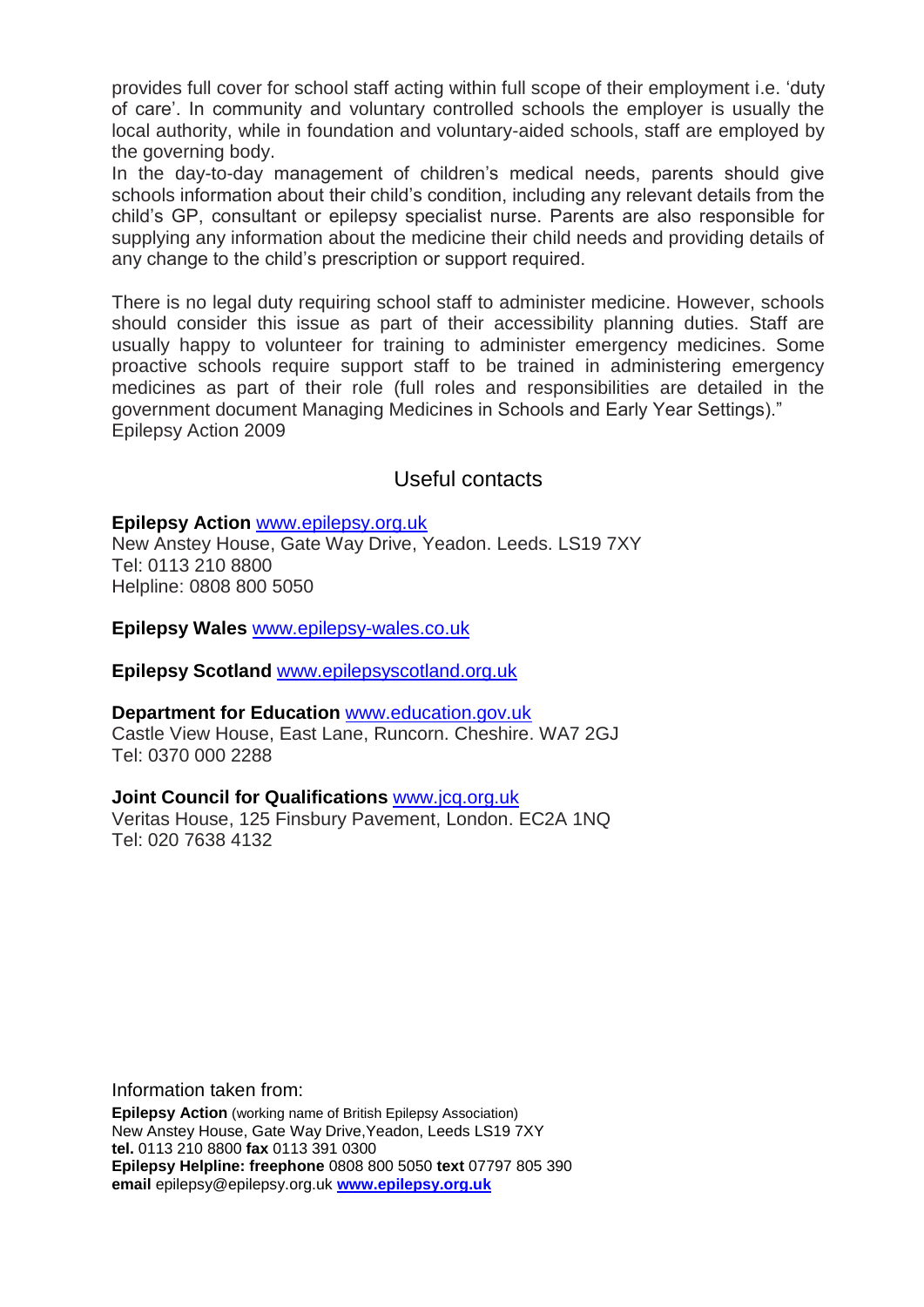provides full cover for school staff acting within full scope of their employment i.e. 'duty of care'. In community and voluntary controlled schools the employer is usually the local authority, while in foundation and voluntary-aided schools, staff are employed by the governing body.

In the day-to-day management of children's medical needs, parents should give schools information about their child's condition, including any relevant details from the child's GP, consultant or epilepsy specialist nurse. Parents are also responsible for supplying any information about the medicine their child needs and providing details of any change to the child's prescription or support required.

There is no legal duty requiring school staff to administer medicine. However, schools should consider this issue as part of their accessibility planning duties. Staff are usually happy to volunteer for training to administer emergency medicines. Some proactive schools require support staff to be trained in administering emergency medicines as part of their role (full roles and responsibilities are detailed in the government document Managing Medicines in Schools and Early Year Settings)."
Epilepsy Action 2009

## Useful contacts

**Epilepsy Action** www.epilepsy.org.uk
New Anstey House, Gate Way Drive, Yeadon. Leeds. LS19 7XY
Tel: 0113 210 8800
Helpline: 0808 800 5050

**Epilepsy Wales** www.epilepsy-wales.co.uk

**Epilepsy Scotland** www.epilepsyscotland.org.uk

**Department for Education** www.education.gov.uk
Castle View House, East Lane, Runcorn. Cheshire. WA7 2GJ
Tel: 0370 000 2288

**Joint Council for Qualifications** www.jcq.org.uk
Veritas House, 125 Finsbury Pavement, London. EC2A 1NQ
Tel: 020 7638 4132

Information taken from:
**Epilepsy Action** (working name of British Epilepsy Association)
New Anstey House, Gate Way Drive,Yeadon, Leeds LS19 7XY
**tel.** 0113 210 8800 **fax** 0113 391 0300
**Epilepsy Helpline: freephone** 0808 800 5050 **text** 07797 805 390
**email** epilepsy@epilepsy.org.uk **www.epilepsy.org.uk**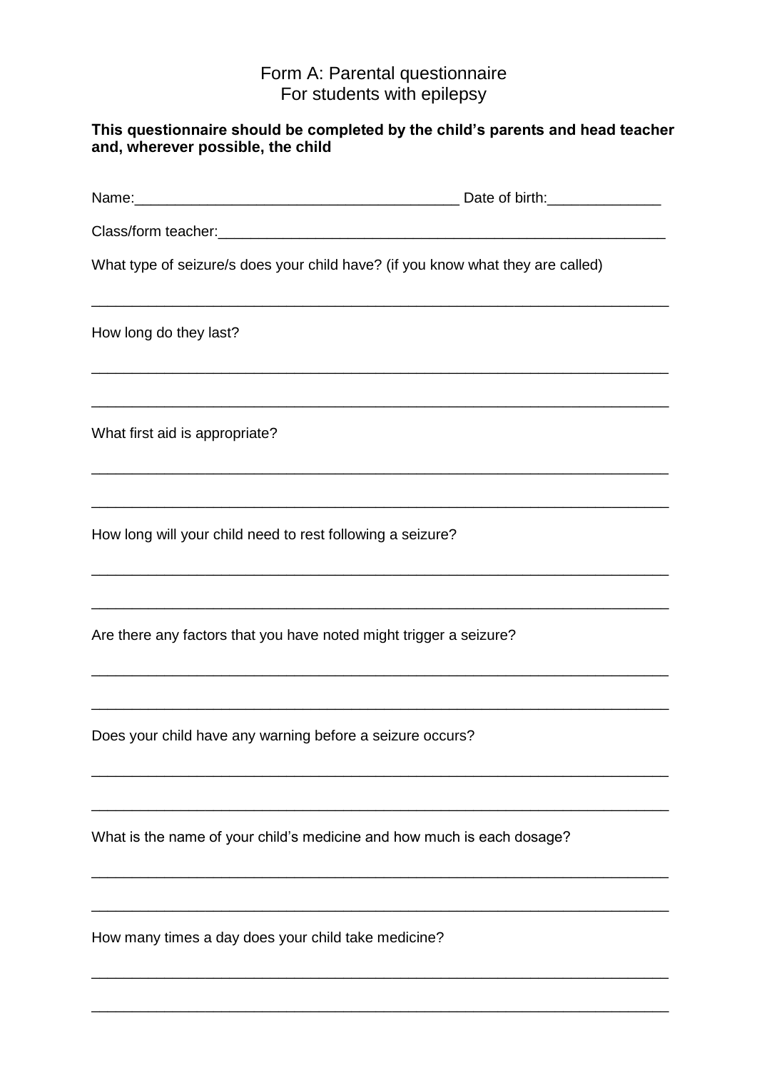# Form A: Parental questionnaire
## For students with epilepsy

**This questionnaire should be completed by the child's parents and head teacher and, wherever possible, the child**

Name:_______________________________________ Date of birth:______________

Class/form teacher:_______________________________________________________

What type of seizure/s does your child have? (if you know what they are called)

_________________________________________________________________________

How long do they last?

_________________________________________________________________________

_________________________________________________________________________

What first aid is appropriate?

_________________________________________________________________________

_________________________________________________________________________

How long will your child need to rest following a seizure?

_________________________________________________________________________

_________________________________________________________________________

Are there any factors that you have noted might trigger a seizure?

_________________________________________________________________________

_________________________________________________________________________

Does your child have any warning before a seizure occurs?

_________________________________________________________________________

_________________________________________________________________________

What is the name of your child's medicine and how much is each dosage?

_________________________________________________________________________

_________________________________________________________________________

How many times a day does your child take medicine?

_________________________________________________________________________

_________________________________________________________________________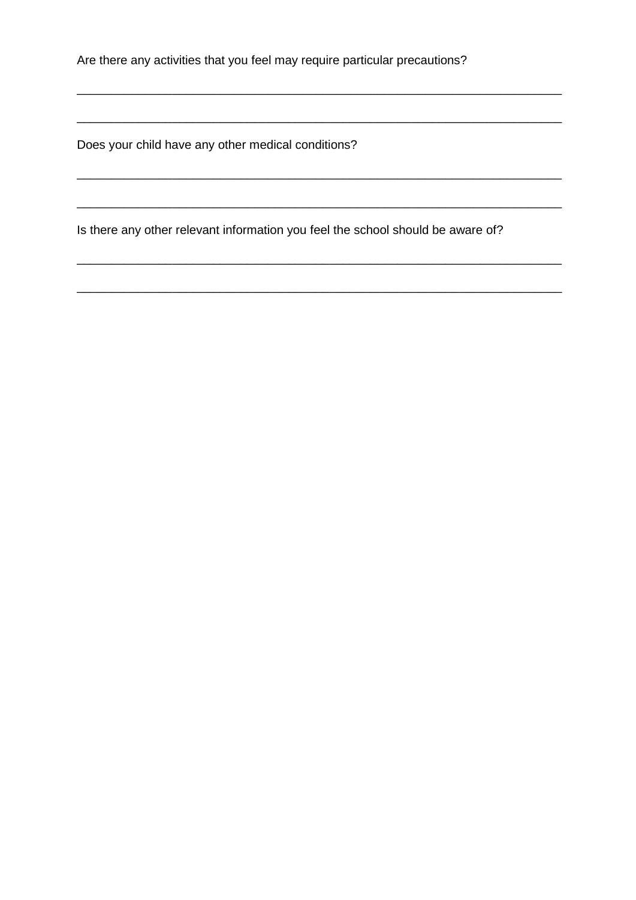Are there any activities that you feel may require particular precautions?

______________________________________________________________________

______________________________________________________________________

Does your child have any other medical conditions?

______________________________________________________________________

______________________________________________________________________

Is there any other relevant information you feel the school should be aware of?

______________________________________________________________________

______________________________________________________________________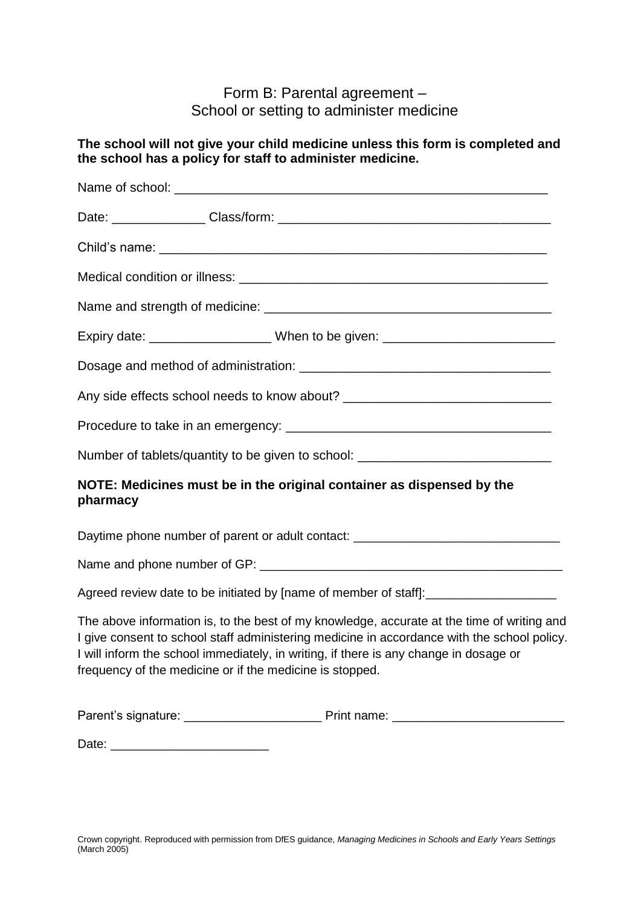# Form B: Parental agreement – School or setting to administer medicine

**The school will not give your child medicine unless this form is completed and the school has a policy for staff to administer medicine.**

Name of school: ____________________________________________________

Date: _____________ Class/form: _____________________________________

Child's name: ______________________________________________________

Medical condition or illness: ____________________________________________

Name and strength of medicine: _________________________________________

Expiry date: _________________ When to be given: ________________________

Dosage and method of administration: ___________________________________

Any side effects school needs to know about? ____________________________

Procedure to take in an emergency: _____________________________________

Number of tablets/quantity to be given to school: __________________________

**NOTE: Medicines must be in the original container as dispensed by the pharmacy**

Daytime phone number of parent or adult contact: _____________________________

Name and phone number of GP: ____________________________________________

Agreed review date to be initiated by [name of member of staff]:___________________

The above information is, to the best of my knowledge, accurate at the time of writing and I give consent to school staff administering medicine in accordance with the school policy. I will inform the school immediately, in writing, if there is any change in dosage or frequency of the medicine or if the medicine is stopped.

Parent's signature: ___________________ Print name: ________________________

Date: _______________________

Crown copyright. Reproduced with permission from DfES guidance, *Managing Medicines in Schools and Early Years Settings* (March 2005)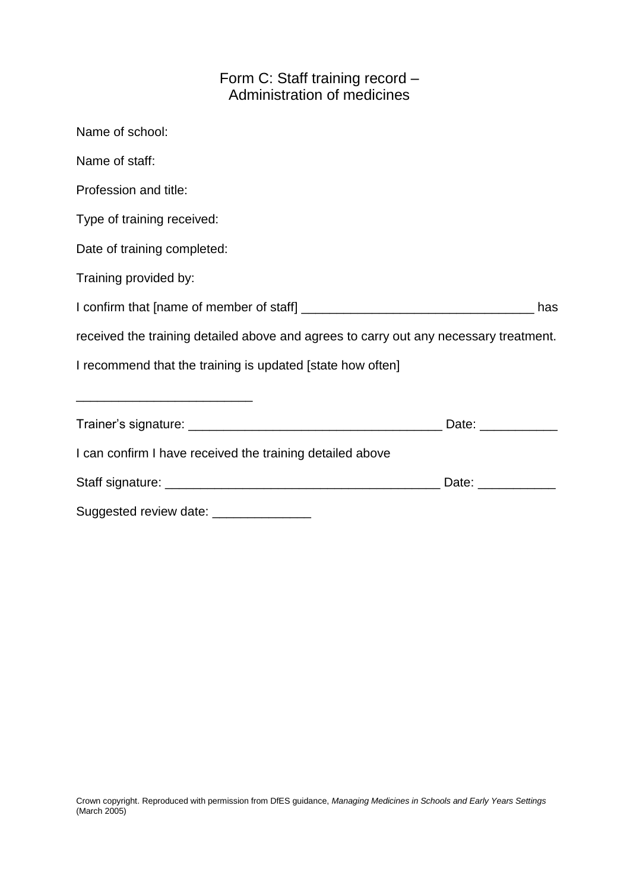# Form C: Staff training record – Administration of medicines

Name of school:

Name of staff:

Profession and title:

Type of training received:

Date of training completed:

Training provided by:

I confirm that [name of member of staff] ________________________________ has received the training detailed above and agrees to carry out any necessary treatment.

I recommend that the training is updated [state how often]

________________________

Trainer's signature: __________________________________ Date: __________

I can confirm I have received the training detailed above

Staff signature: ______________________________________ Date: __________

Suggested review date: _____________

Crown copyright. Reproduced with permission from DfES guidance, *Managing Medicines in Schools and Early Years Settings* (March 2005)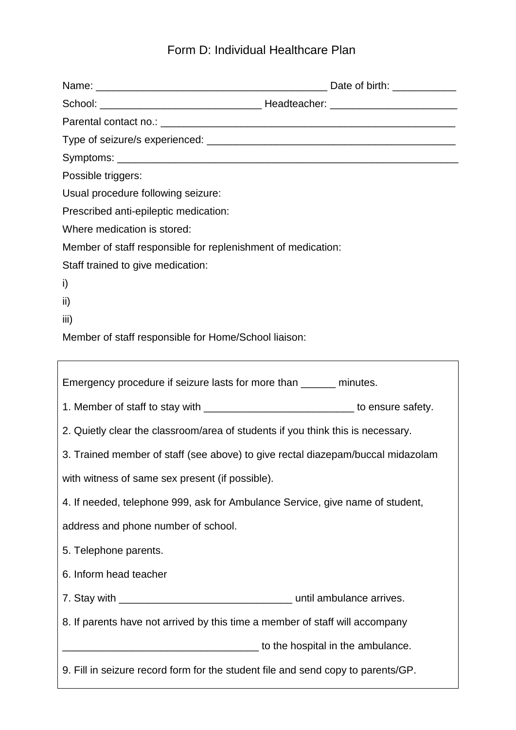# Form D: Individual Healthcare Plan

Name: ________________________________________ Date of birth: ___________

School: ____________________________ Headteacher: ______________________

Parental contact no.: ______________________________________________________

Type of seizure/s experienced: _____________________________________________

Symptoms: ______________________________________________________________

Possible triggers:

Usual procedure following seizure:

Prescribed anti-epileptic medication:

Where medication is stored:

Member of staff responsible for replenishment of medication:

Staff trained to give medication:

i)

ii)

iii)

Member of staff responsible for Home/School liaison:

---

Emergency procedure if seizure lasts for more than ______ minutes.

1. Member of staff to stay with __________________________ to ensure safety.
2. Quietly clear the classroom/area of students if you think this is necessary.
3. Trained member of staff (see above) to give rectal diazepam/buccal midazolam with witness of same sex present (if possible).
4. If needed, telephone 999, ask for Ambulance Service, give name of student, address and phone number of school.
5. Telephone parents.
6. Inform head teacher
7. Stay with ______________________________ until ambulance arrives.
8. If parents have not arrived by this time a member of staff will accompany __________________________________ to the hospital in the ambulance.
9. Fill in seizure record form for the student file and send copy to parents/GP.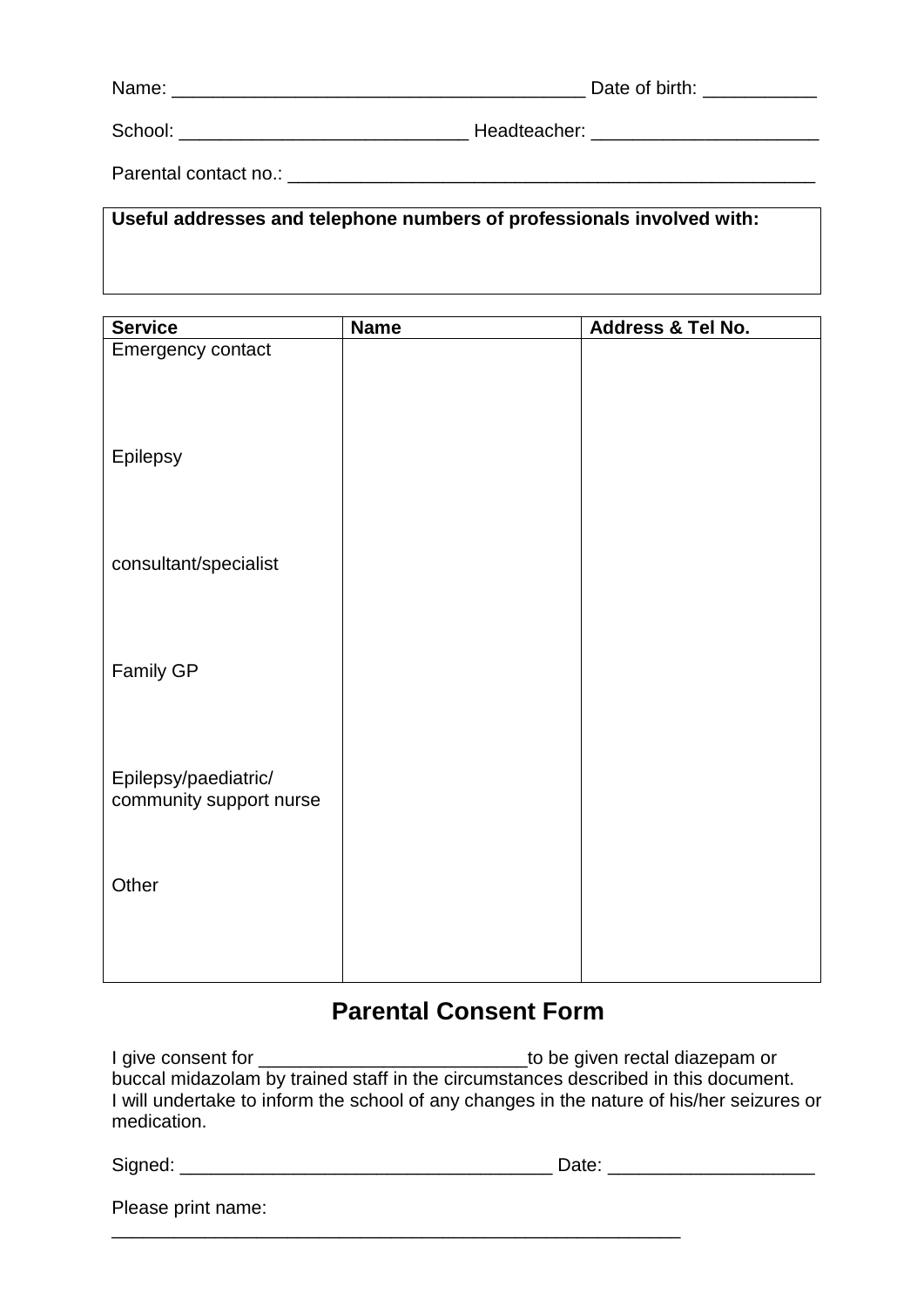Name: _______________________________________ Date of birth: ___________

School: ____________________________ Headteacher: ______________________

Parental contact no.: ______________________________________________________

| **Useful addresses and telephone numbers of professionals involved with:** |
| --- |
| |

| **Service** | **Name** | **Address & Tel No.** |
| --- | --- | --- |
| Emergency contact | | |
| Epilepsy | | |
| consultant/specialist | | |
| Family GP | | |
| Epilepsy/paediatric/ community support nurse | | |
| Other | | |

## Parental Consent Form

I give consent for __________________________to be given rectal diazepam or buccal midazolam by trained staff in the circumstances described in this document.
I will undertake to inform the school of any changes in the nature of his/her seizures or medication.

Signed: ____________________________________ Date: ____________________

Please print name:
_________________________________________________________